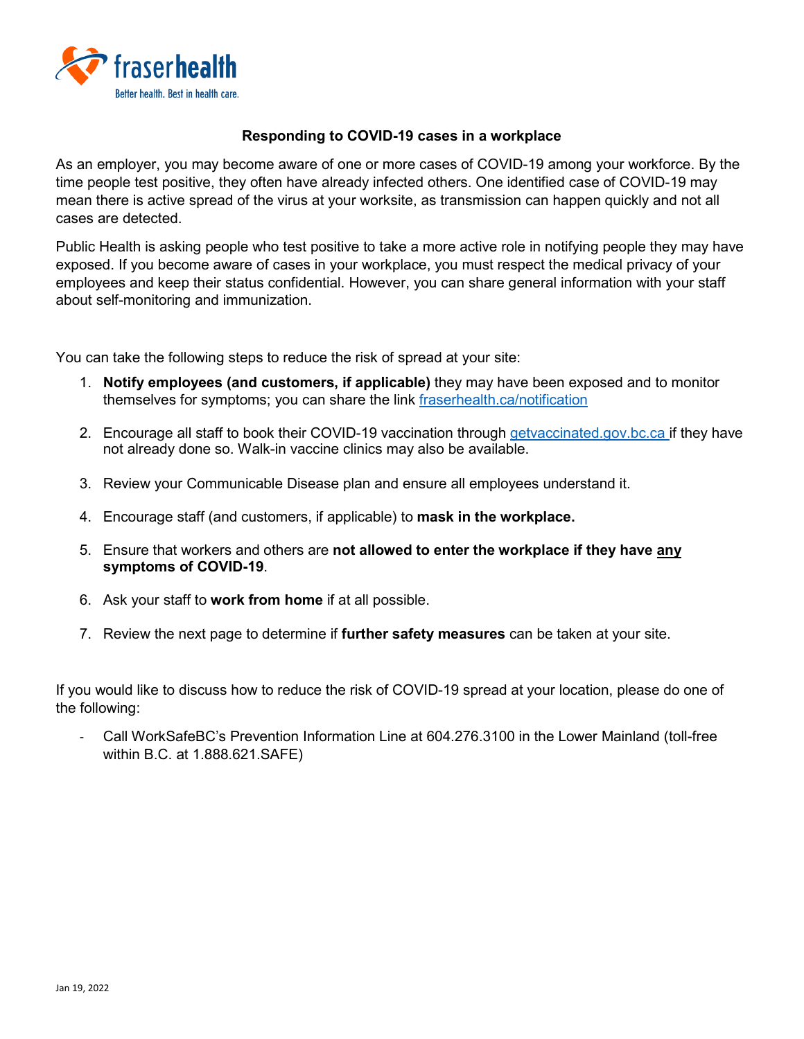fraserhealth

Better health. Best in health care.

## Responding to COVID-19 cases in a workplace

As an employer, you may become aware of one or more cases of COVID-19 among your workforce. By the time people test positive, they often have already infected others. One identified case of COVID-19 may mean there is active spread of the virus at your worksite, as transmission can happen quickly and not all cases are detected.

Public Health is asking people who test positive to take a more active role in notifying people they may have exposed. If you become aware of cases in your workplace, you must respect the medical privacy of your employees and keep their status confidential. However, you can share general information with your staff about self-monitoring and immunization.

You can take the following steps to reduce the risk of spread at your site:

1. **Notify employees (and customers, if applicable)** they may have been exposed and to monitor themselves for symptoms; you can share the link [fraserhealth.ca/notification](fraserhealth.ca/notification)
2. Encourage all staff to book their COVID-19 vaccination through [getvaccinated.gov.bc.ca](getvaccinated.gov.bc.ca) if they have not already done so. Walk-in vaccine clinics may also be available.
3. Review your Communicable Disease plan and ensure all employees understand it.
4. Encourage staff (and customers, if applicable) to **mask in the workplace.**
5. Ensure that workers and others are **not allowed to enter the workplace if they have any symptoms of COVID-19**.
6. Ask your staff to **work from home** if at all possible.
7. Review the next page to determine if **further safety measures** can be taken at your site.

If you would like to discuss how to reduce the risk of COVID-19 spread at your location, please do one of the following:

- Call WorkSafeBC's Prevention Information Line at 604.276.3100 in the Lower Mainland (toll-free within B.C. at 1.888.621.SAFE)

Jan 19, 2022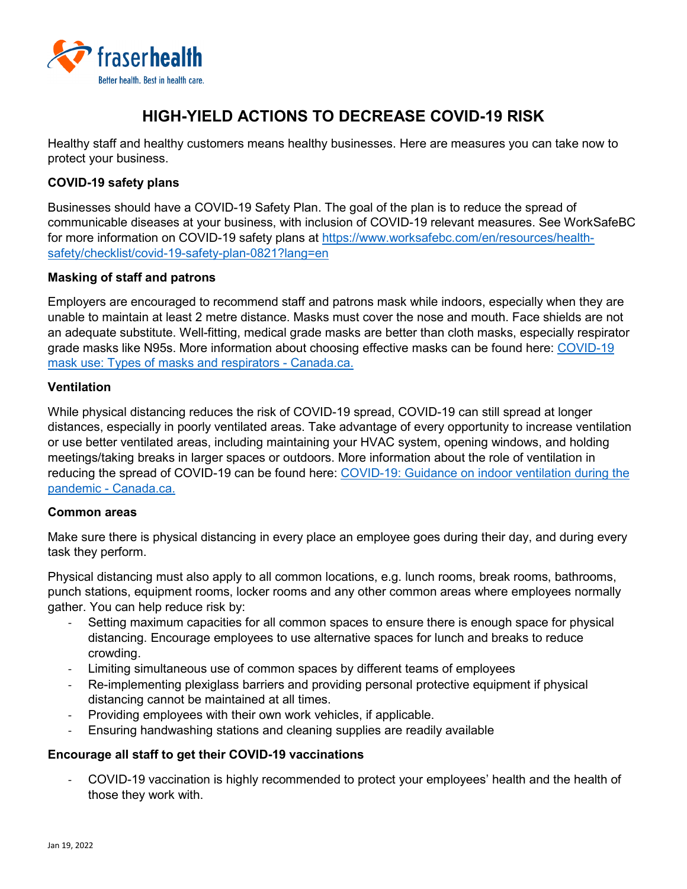fraserhealth

Better health. Best in health care.

# HIGH-YIELD ACTIONS TO DECREASE COVID-19 RISK

Healthy staff and healthy customers means healthy businesses. Here are measures you can take now to protect your business.

**COVID-19 safety plans**

Businesses should have a COVID-19 Safety Plan. The goal of the plan is to reduce the spread of communicable diseases at your business, with inclusion of COVID-19 relevant measures. See WorkSafeBC for more information on COVID-19 safety plans at [https://www.worksafebc.com/en/resources/health-safety/checklist/covid-19-safety-plan-0821?lang=en](https://www.worksafebc.com/en/resources/health-safety/checklist/covid-19-safety-plan-0821?lang=en)

**Masking of staff and patrons**

Employers are encouraged to recommend staff and patrons mask while indoors, especially when they are unable to maintain at least 2 metre distance. Masks must cover the nose and mouth. Face shields are not an adequate substitute. Well-fitting, medical grade masks are better than cloth masks, especially respirator grade masks like N95s. More information about choosing effective masks can be found here: COVID-19 mask use: Types of masks and respirators - Canada.ca.

**Ventilation**

While physical distancing reduces the risk of COVID-19 spread, COVID-19 can still spread at longer distances, especially in poorly ventilated areas. Take advantage of every opportunity to increase ventilation or use better ventilated areas, including maintaining your HVAC system, opening windows, and holding meetings/taking breaks in larger spaces or outdoors. More information about the role of ventilation in reducing the spread of COVID-19 can be found here: COVID-19: Guidance on indoor ventilation during the pandemic - Canada.ca.

**Common areas**

Make sure there is physical distancing in every place an employee goes during their day, and during every task they perform.

Physical distancing must also apply to all common locations, e.g. lunch rooms, break rooms, bathrooms, punch stations, equipment rooms, locker rooms and any other common areas where employees normally gather. You can help reduce risk by:

- Setting maximum capacities for all common spaces to ensure there is enough space for physical distancing. Encourage employees to use alternative spaces for lunch and breaks to reduce crowding.
- Limiting simultaneous use of common spaces by different teams of employees
- Re-implementing plexiglass barriers and providing personal protective equipment if physical distancing cannot be maintained at all times.
- Providing employees with their own work vehicles, if applicable.
- Ensuring handwashing stations and cleaning supplies are readily available

**Encourage all staff to get their COVID-19 vaccinations**

- COVID-19 vaccination is highly recommended to protect your employees' health and the health of those they work with.

Jan 19, 2022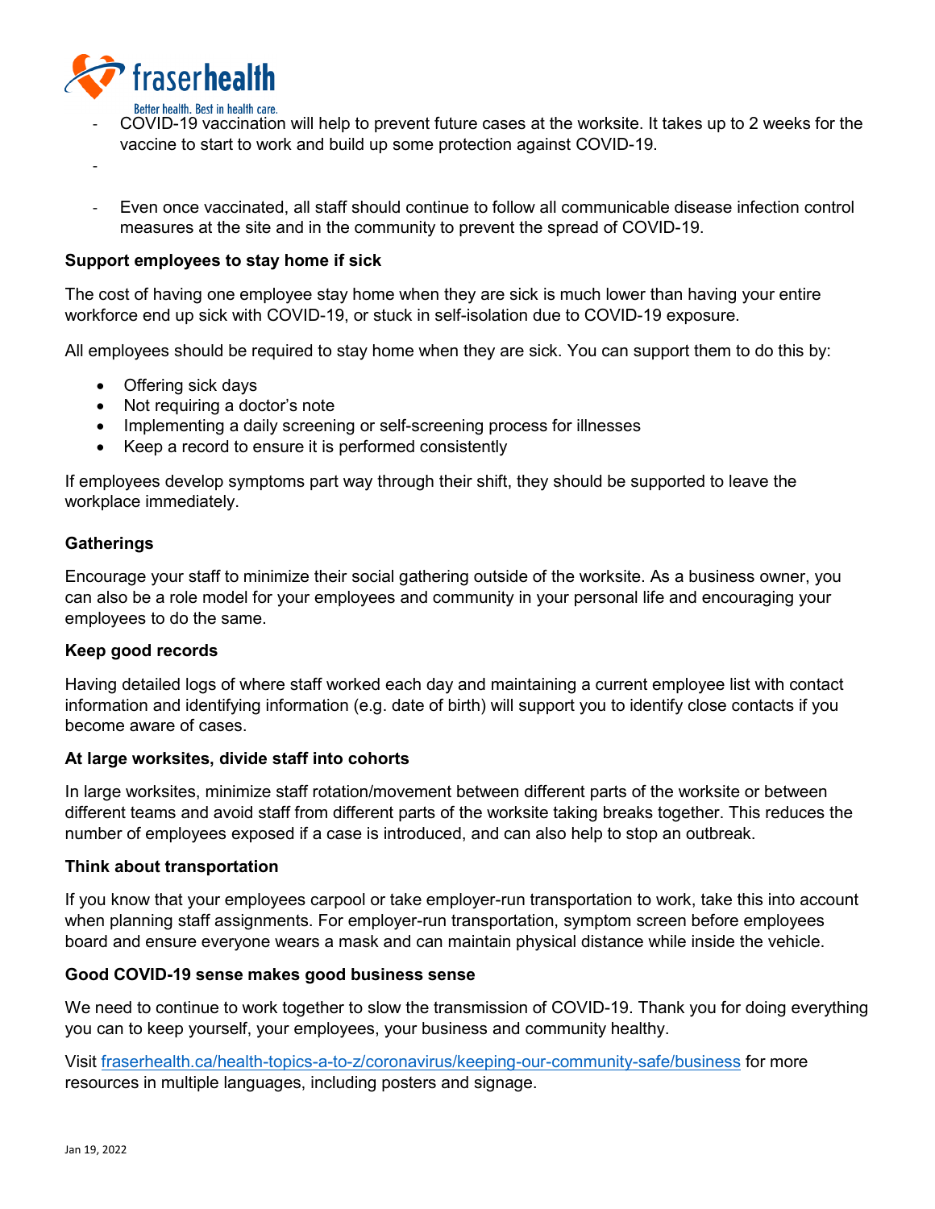- COVID-19 vaccination will help to prevent future cases at the worksite. It takes up to 2 weeks for the vaccine to start to work and build up some protection against COVID-19.
- Even once vaccinated, all staff should continue to follow all communicable disease infection control measures at the site and in the community to prevent the spread of COVID-19.

**Support employees to stay home if sick**

The cost of having one employee stay home when they are sick is much lower than having your entire workforce end up sick with COVID-19, or stuck in self-isolation due to COVID-19 exposure.

All employees should be required to stay home when they are sick. You can support them to do this by:

- Offering sick days
- Not requiring a doctor's note
- Implementing a daily screening or self-screening process for illnesses
- Keep a record to ensure it is performed consistently

If employees develop symptoms part way through their shift, they should be supported to leave the workplace immediately.

**Gatherings**

Encourage your staff to minimize their social gathering outside of the worksite. As a business owner, you can also be a role model for your employees and community in your personal life and encouraging your employees to do the same.

**Keep good records**

Having detailed logs of where staff worked each day and maintaining a current employee list with contact information and identifying information (e.g. date of birth) will support you to identify close contacts if you become aware of cases.

**At large worksites, divide staff into cohorts**

In large worksites, minimize staff rotation/movement between different parts of the worksite or between different teams and avoid staff from different parts of the worksite taking breaks together. This reduces the number of employees exposed if a case is introduced, and can also help to stop an outbreak.

**Think about transportation**

If you know that your employees carpool or take employer-run transportation to work, take this into account when planning staff assignments. For employer-run transportation, symptom screen before employees board and ensure everyone wears a mask and can maintain physical distance while inside the vehicle.

**Good COVID-19 sense makes good business sense**

We need to continue to work together to slow the transmission of COVID-19. Thank you for doing everything you can to keep yourself, your employees, your business and community healthy.

Visit [fraserhealth.ca/health-topics-a-to-z/coronavirus/keeping-our-community-safe/business](fraserhealth.ca/health-topics-a-to-z/coronavirus/keeping-our-community-safe/business) for more resources in multiple languages, including posters and signage.

Jan 19, 2022